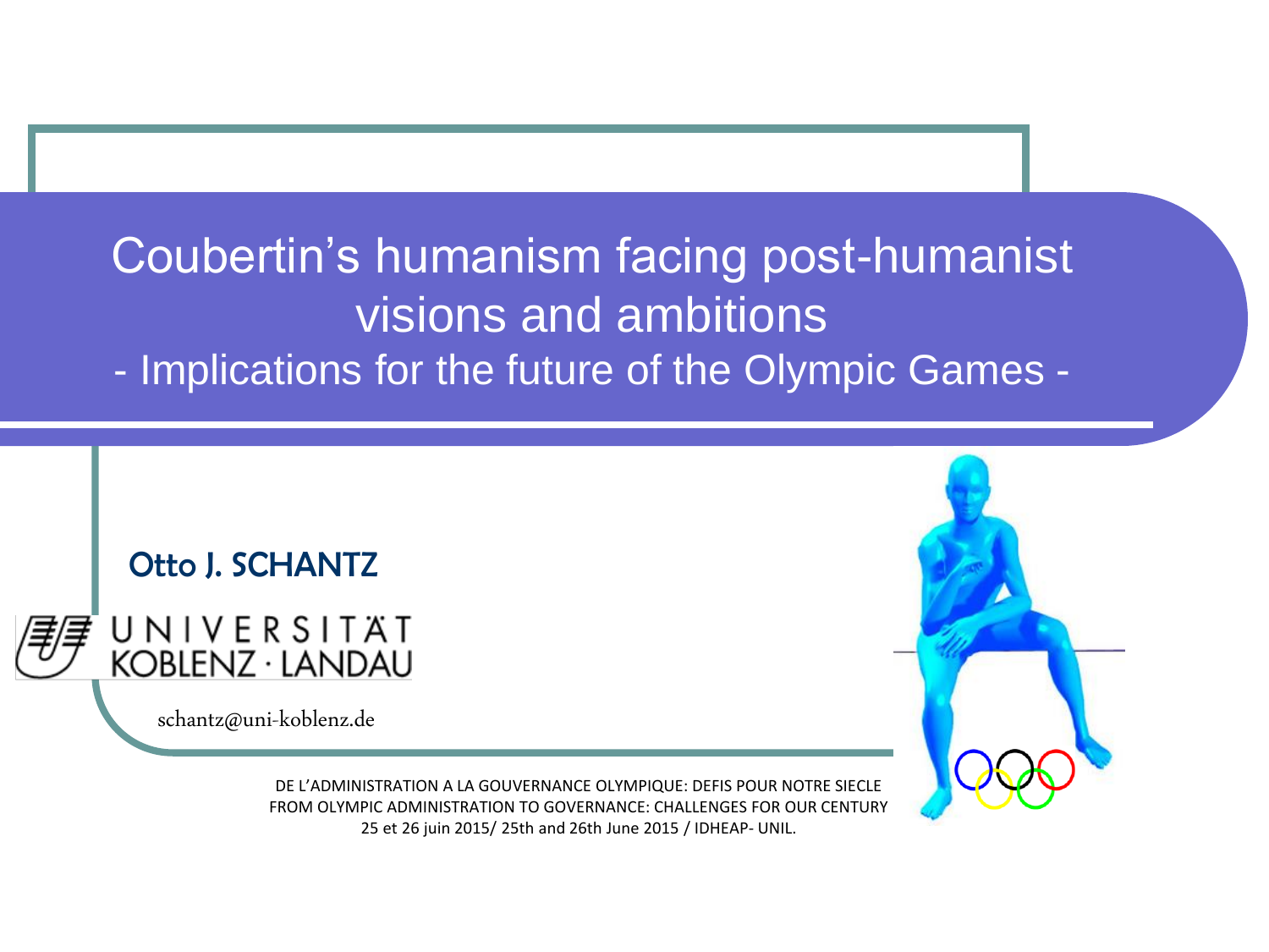# Coubertin's humanism facing post-humanist visions and ambitions

## - Implications for the future of the Olympic Games -

Otto J. SCHANTZ

UNIVERSITÄT KOBLENZ · LANDAU

schantz@uni-koblenz.de

DE L'ADMINISTRATION A LA GOUVERNANCE OLYMPIQUE: DEFIS POUR NOTRE SIECLE
FROM OLYMPIC ADMINISTRATION TO GOVERNANCE: CHALLENGES FOR OUR CENTURY
25 et 26 juin 2015/ 25th and 26th June 2015 / IDHEAP- UNIL.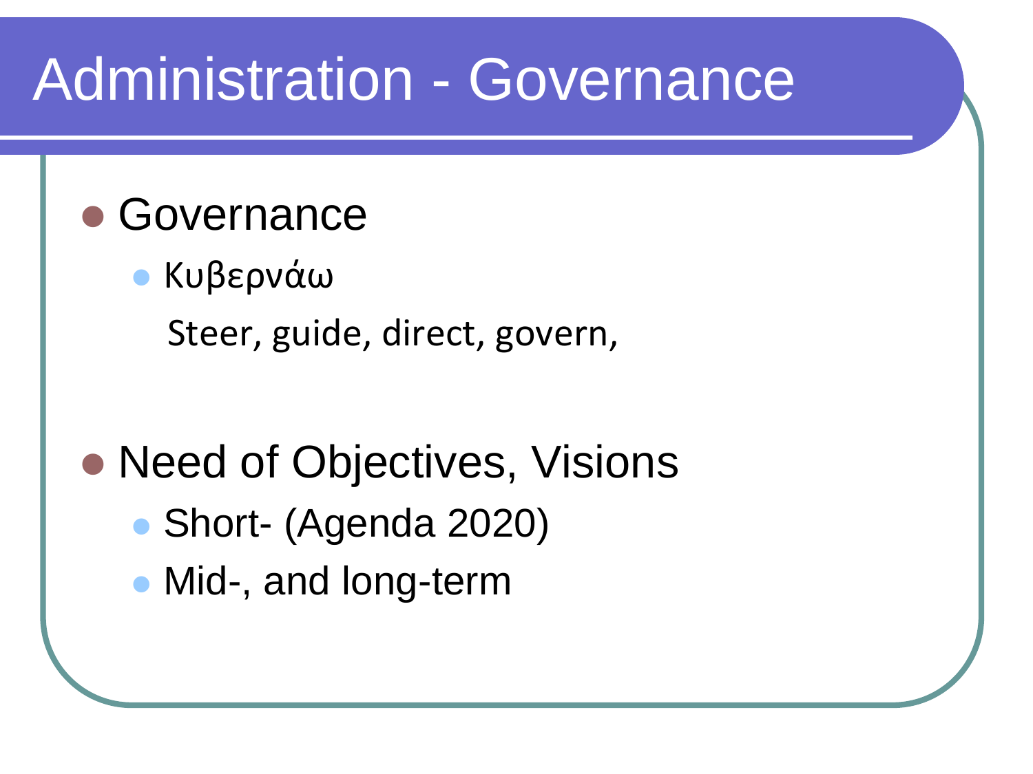# Administration - Governance

- Governance
  - Κυβερνάω

    Steer, guide, direct, govern,

- Need of Objectives, Visions
  - Short- (Agenda 2020)
  - Mid-, and long-term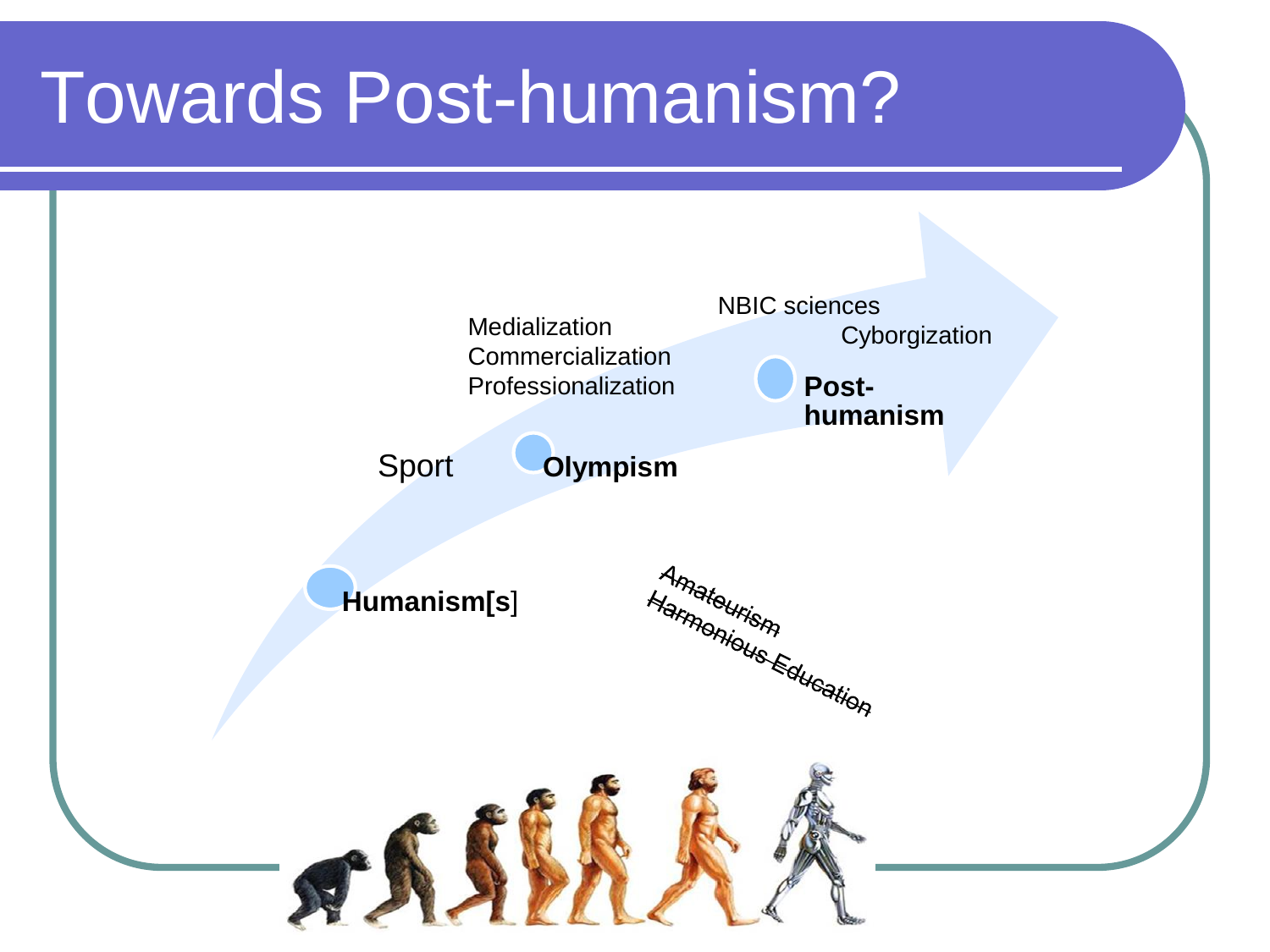# Towards Post-humanism?

Humanism[s]

Sport

Olympism

Medialization
Commercialization
Professionalization

~~Amateurism~~
~~Harmonious Education~~

NBIC sciences

Cyborgization

Post-humanism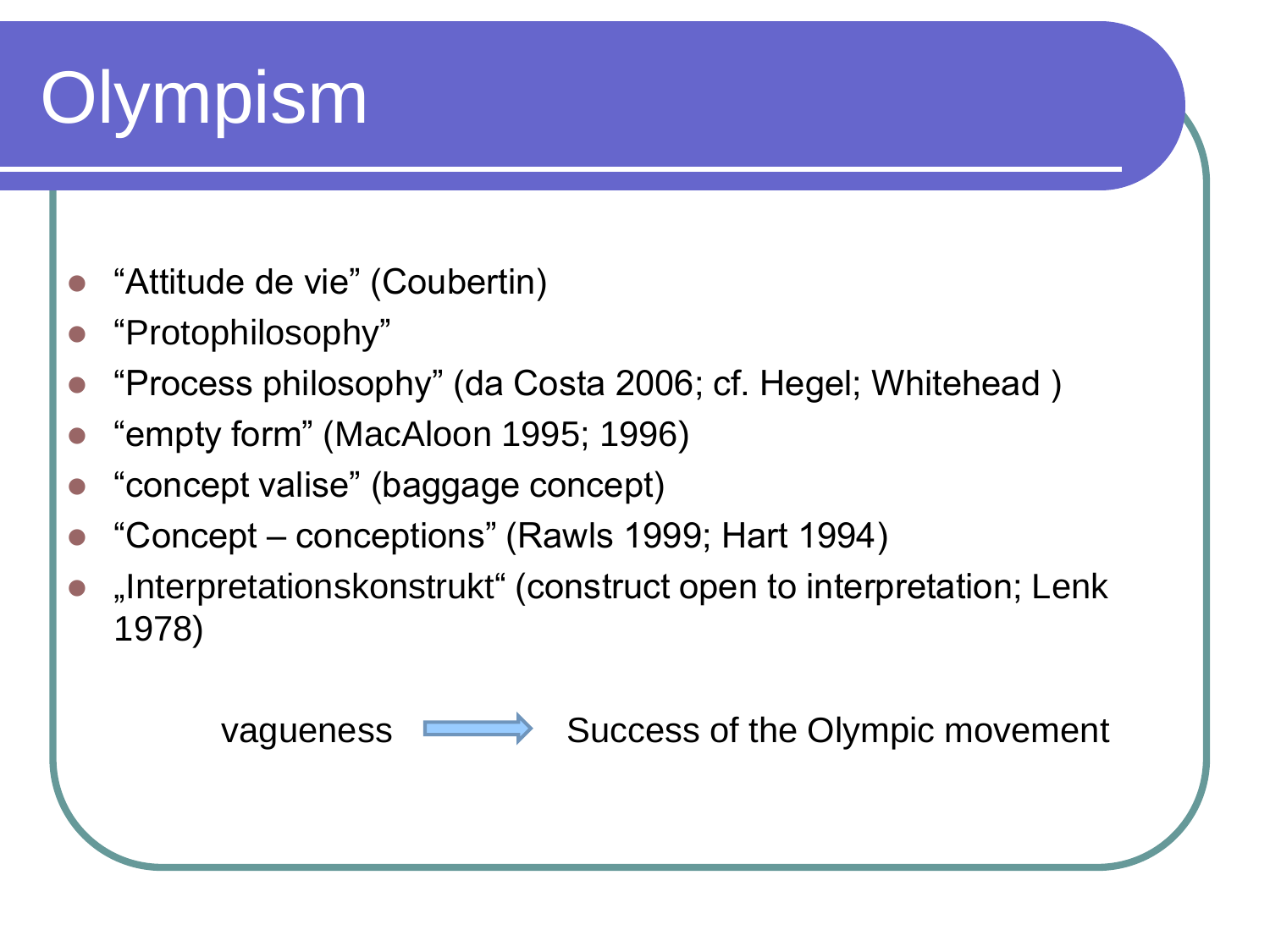# Olympism

- "Attitude de vie" (Coubertin)
- "Protophilosophy"
- "Process philosophy" (da Costa 2006; cf. Hegel; Whitehead )
- "empty form" (MacAloon 1995; 1996)
- "concept valise" (baggage concept)
- "Concept – conceptions" (Rawls 1999; Hart 1994)
- „Interpretationskonstrukt" (construct open to interpretation; Lenk 1978)

vagueness ⟹ Success of the Olympic movement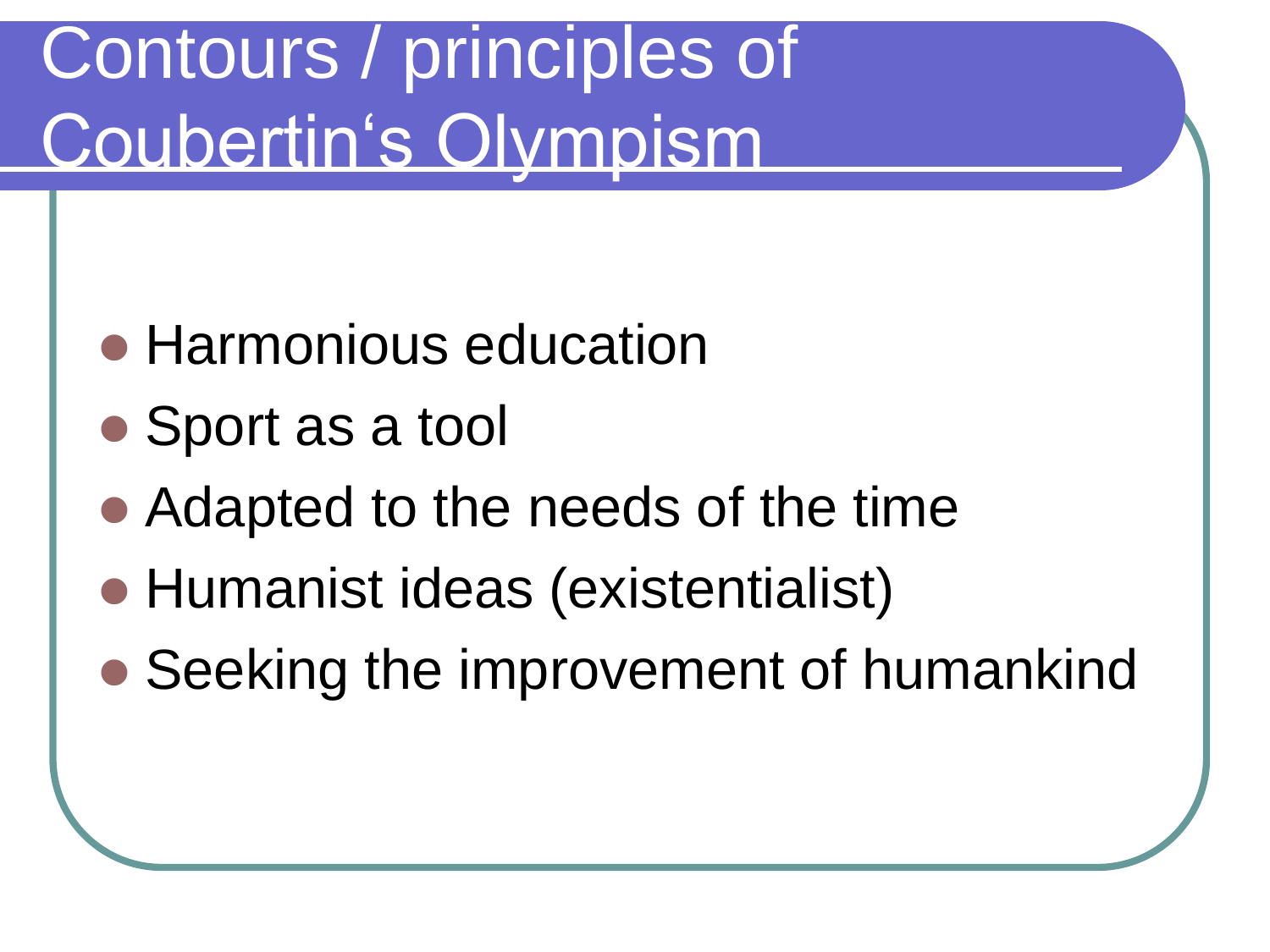# Contours / principles of Coubertin‘s Olympism

- Harmonious education
- Sport as a tool
- Adapted to the needs of the time
- Humanist ideas (existentialist)
- Seeking the improvement of humankind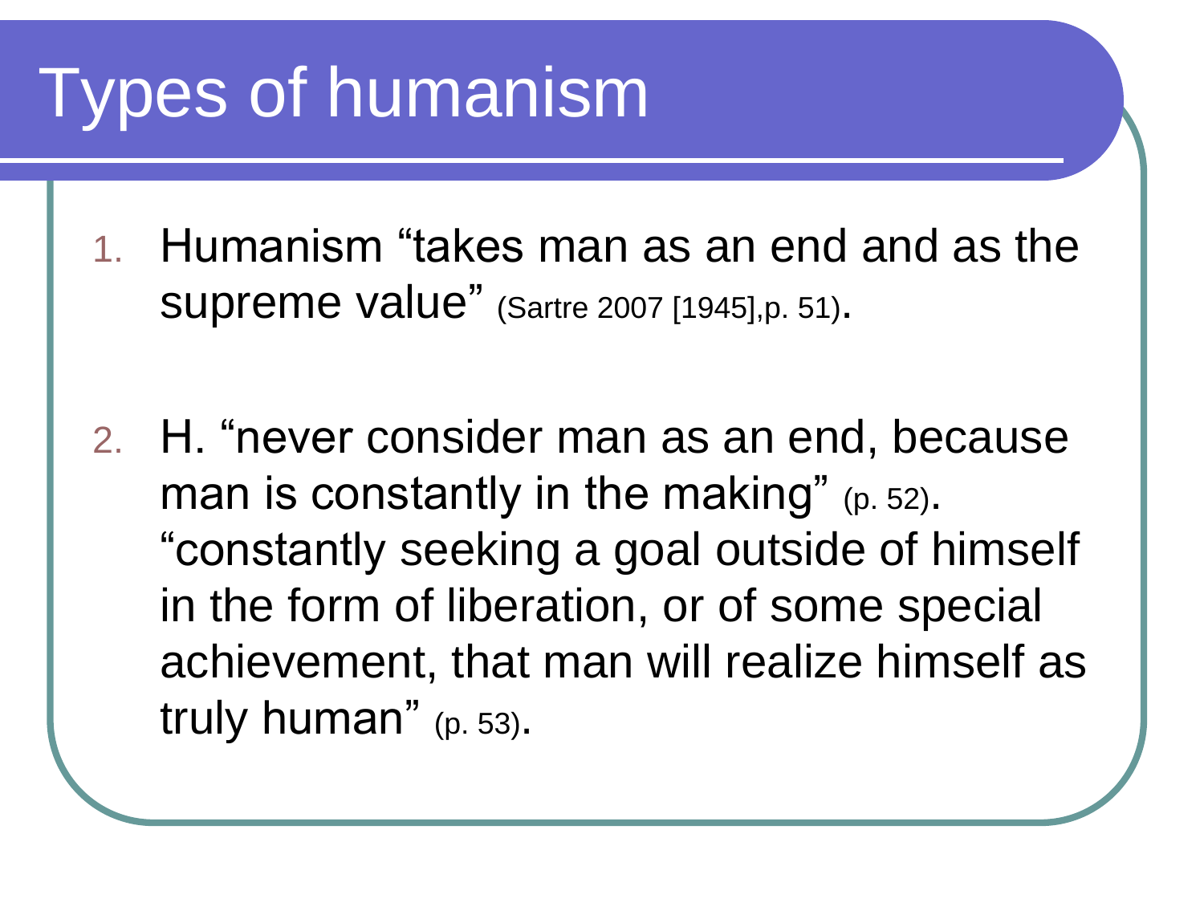# Types of humanism

1. Humanism "takes man as an end and as the supreme value" (Sartre 2007 [1945],p. 51).

2. H. "never consider man as an end, because man is constantly in the making" (p. 52). "constantly seeking a goal outside of himself in the form of liberation, or of some special achievement, that man will realize himself as truly human" (p. 53).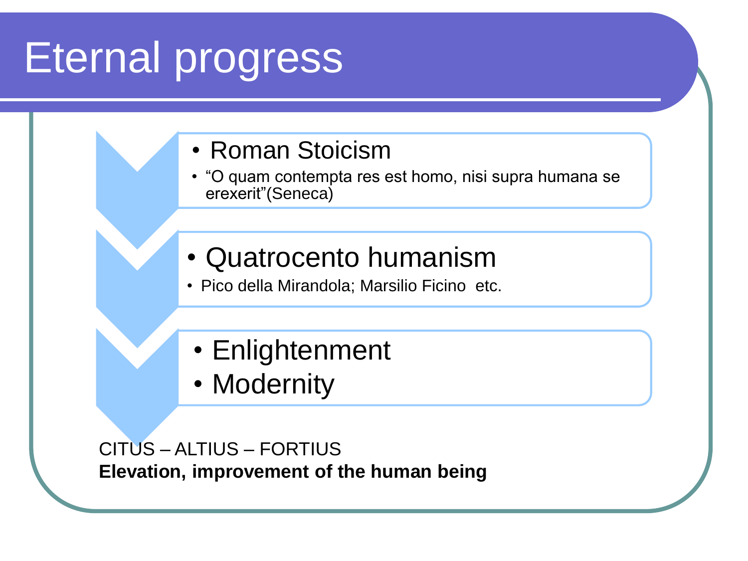# Eternal progress

- Roman Stoicism
  - “O quam contempta res est homo, nisi supra humana se erexerit”(Seneca)

- Quatrocento humanism
  - Pico della Mirandola; Marsilio Ficino etc.

- Enlightenment
- Modernity

CITUS – ALTIUS – FORTIUS

**Elevation, improvement of the human being**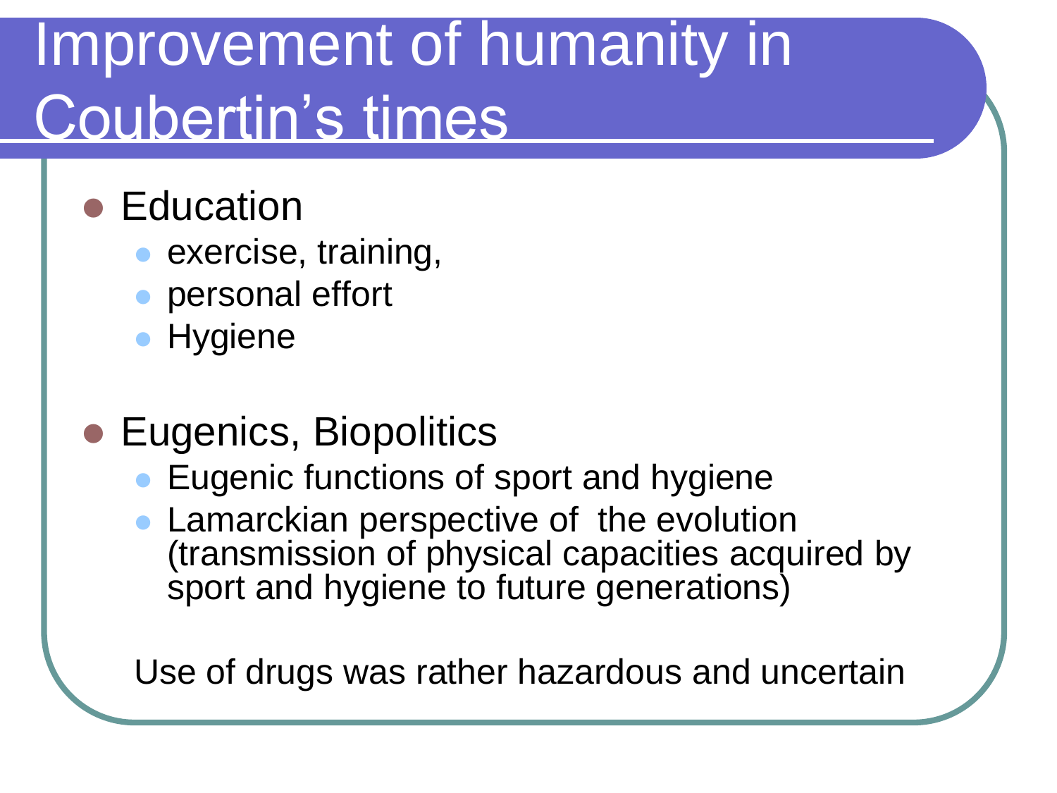# Improvement of humanity in Coubertin's times

- Education
  - exercise, training,
  - personal effort
  - Hygiene

- Eugenics, Biopolitics
  - Eugenic functions of sport and hygiene
  - Lamarckian perspective of the evolution (transmission of physical capacities acquired by sport and hygiene to future generations)

Use of drugs was rather hazardous and uncertain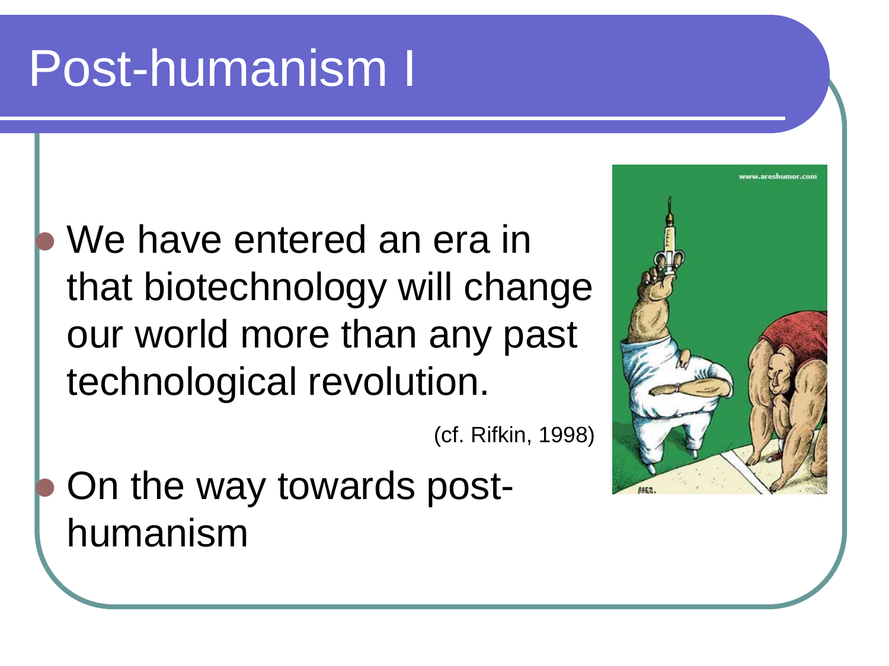# Post-humanism I

- We have entered an era in that biotechnology will change our world more than any past technological revolution.

  (cf. Rifkin, 1998)

- On the way towards post-humanism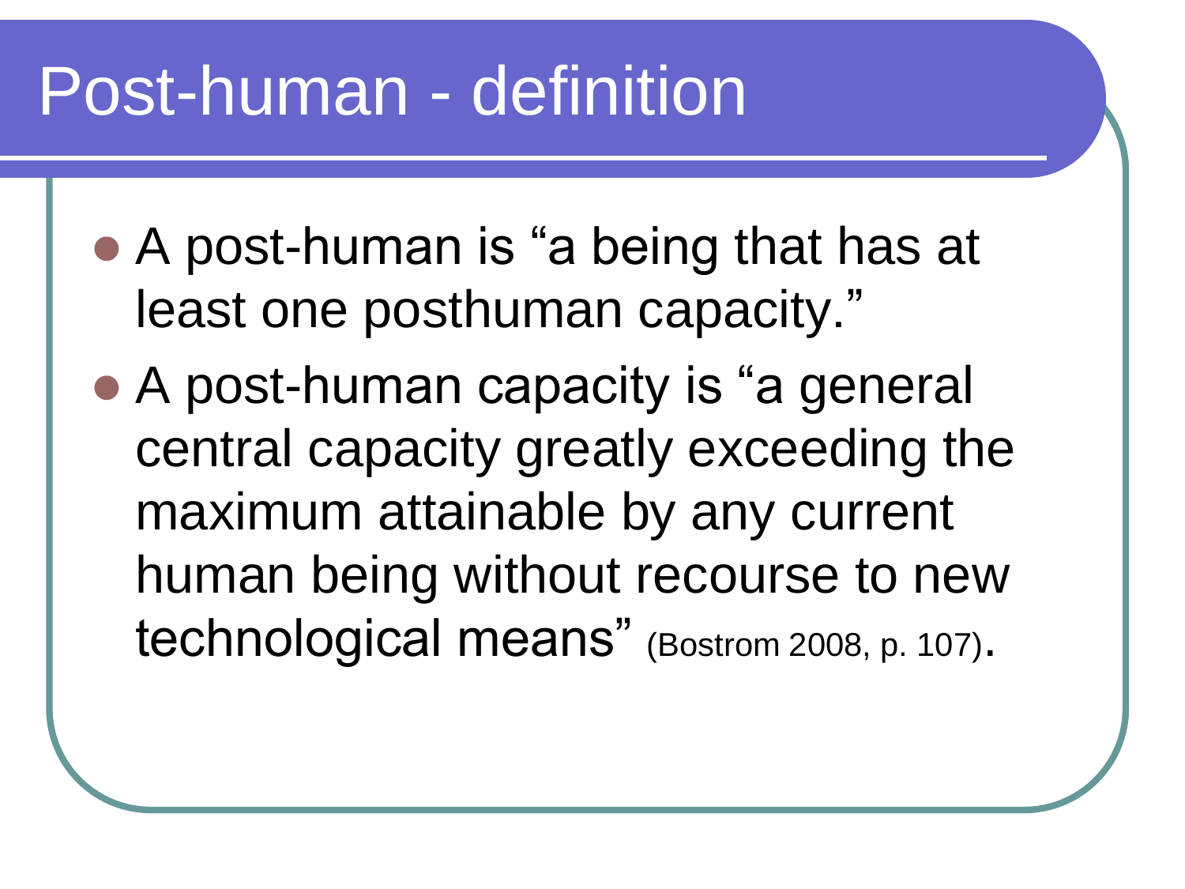# Post-human - definition

- A post-human is “a being that has at least one posthuman capacity.”
- A post-human capacity is “a general central capacity greatly exceeding the maximum attainable by any current human being without recourse to new technological means” (Bostrom 2008, p. 107).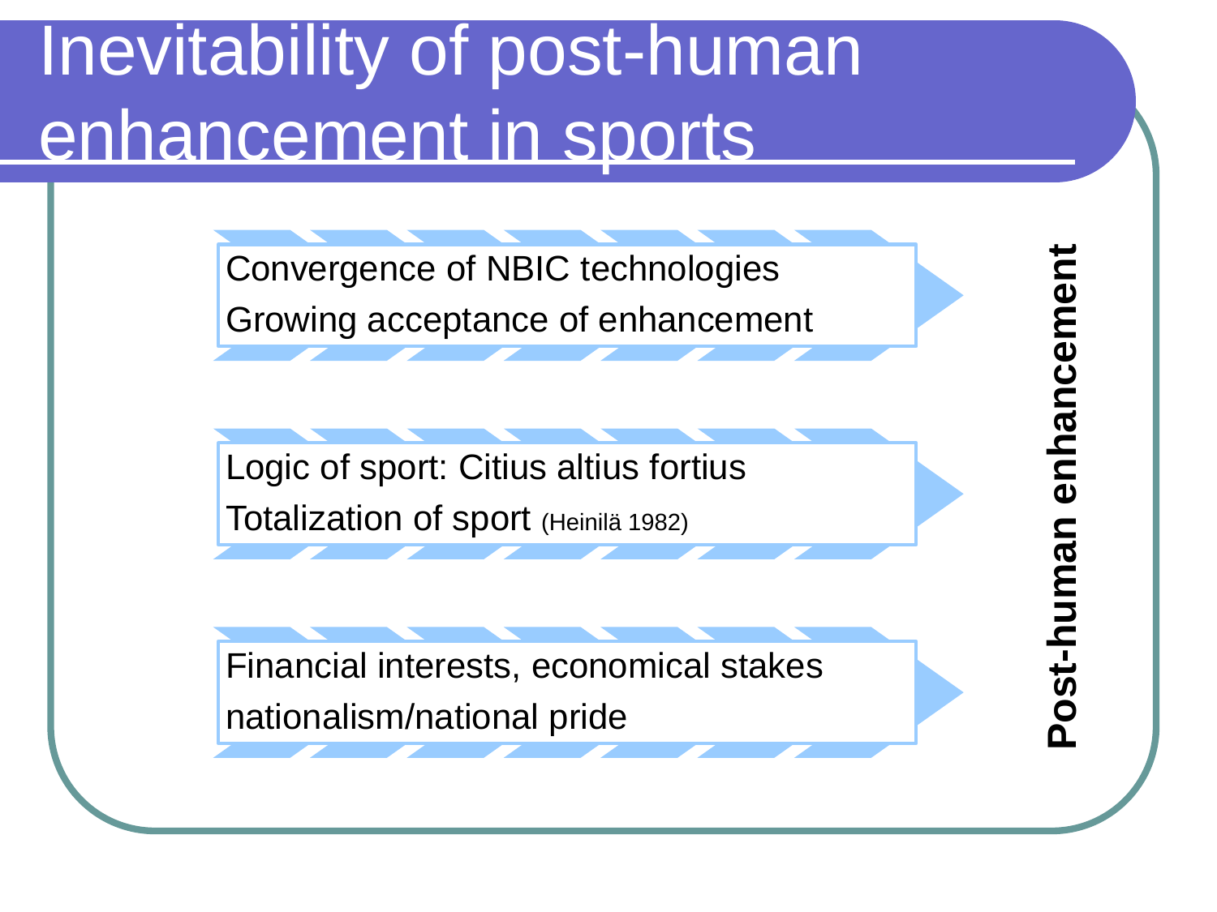# Inevitability of post-human enhancement in sports

- Convergence of NBIC technologies
- Growing acceptance of enhancement

- Logic of sport: Citius altius fortius
- Totalization of sport (Heinilä 1982)

- Financial interests, economical stakes
- nationalism/national pride

**Post-human enhancement**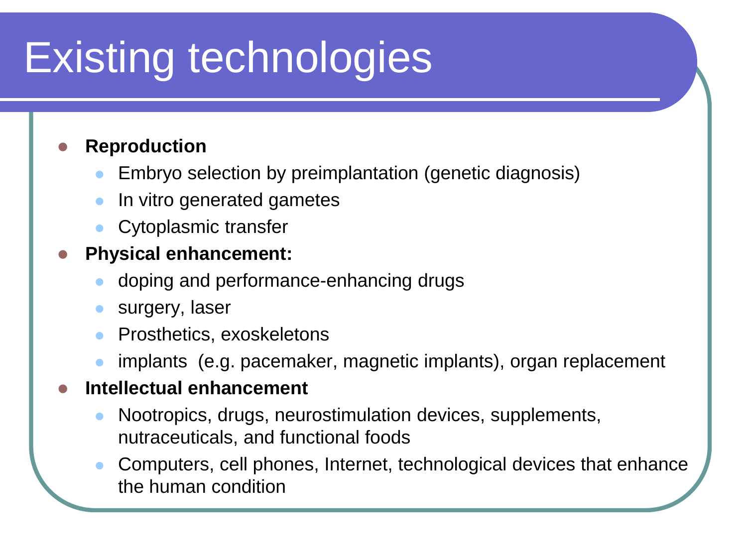# Existing technologies

- **Reproduction**
  - Embryo selection by preimplantation (genetic diagnosis)
  - In vitro generated gametes
  - Cytoplasmic transfer
- **Physical enhancement:**
  - doping and performance-enhancing drugs
  - surgery, laser
  - Prosthetics, exoskeletons
  - implants (e.g. pacemaker, magnetic implants), organ replacement
- **Intellectual enhancement**
  - Nootropics, drugs, neurostimulation devices, supplements, nutraceuticals, and functional foods
  - Computers, cell phones, Internet, technological devices that enhance the human condition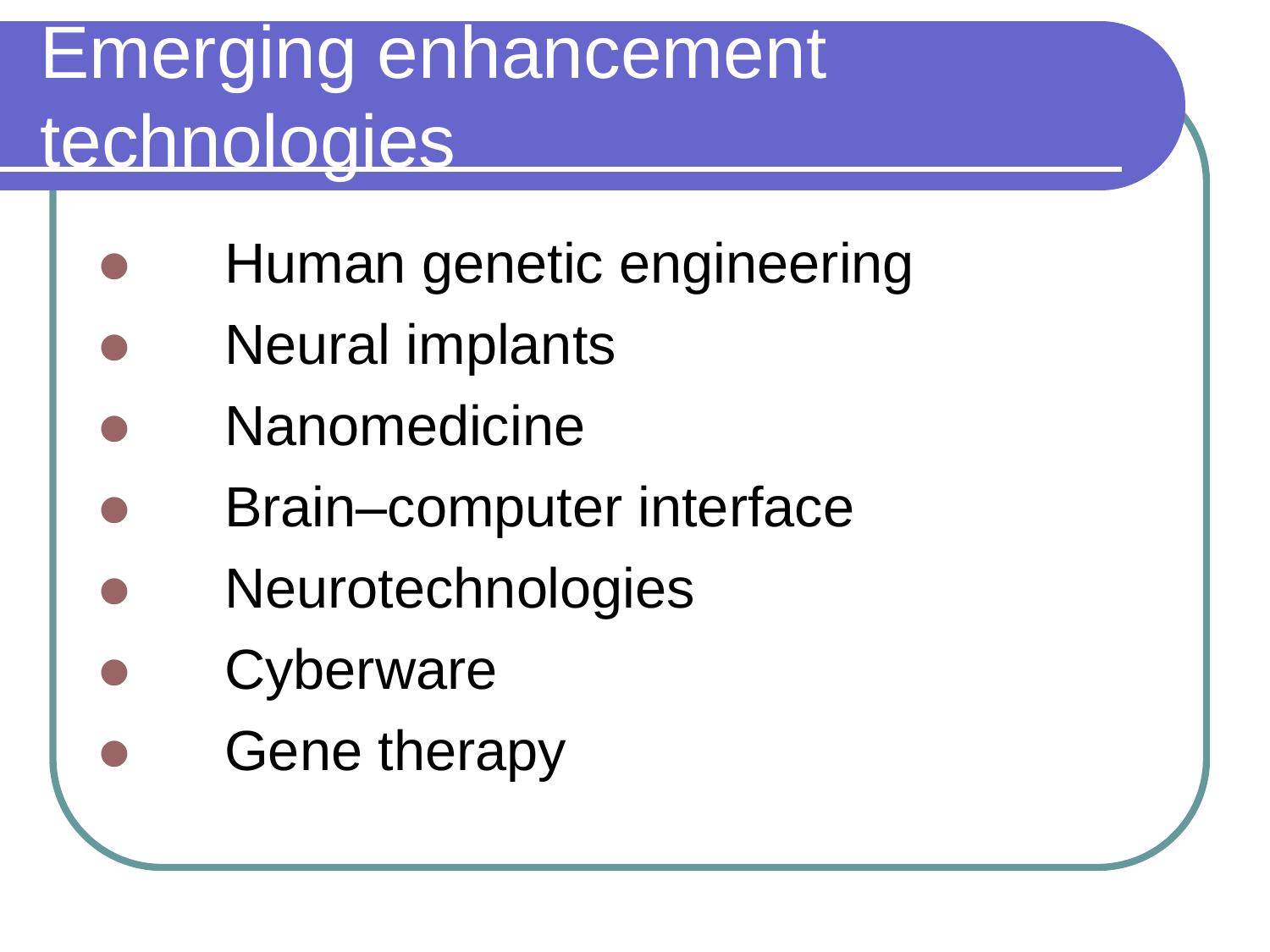# Emerging enhancement technologies

- Human genetic engineering
- Neural implants
- Nanomedicine
- Brain–computer interface
- Neurotechnologies
- Cyberware
- Gene therapy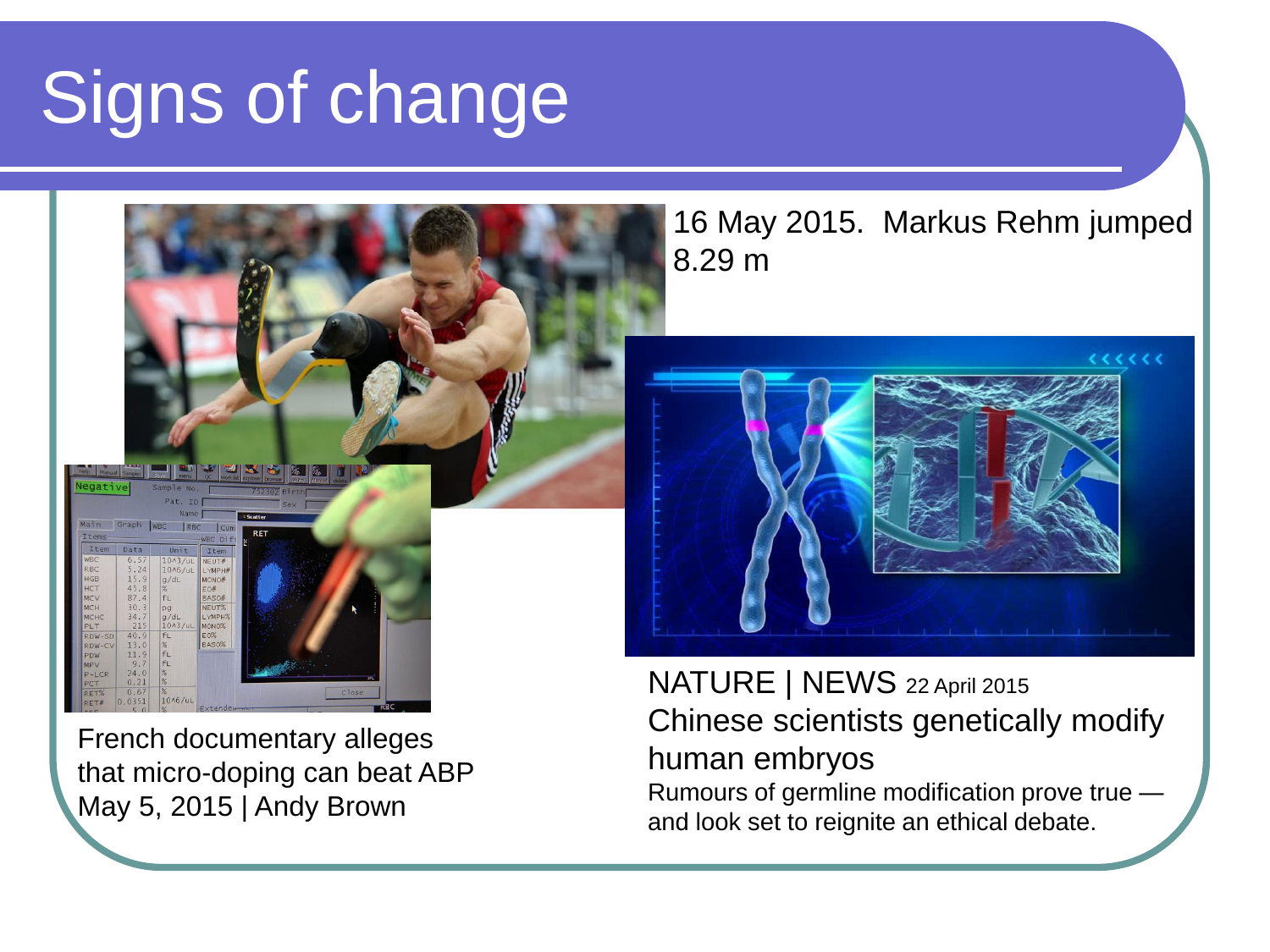# Signs of change

16 May 2015. Markus Rehm jumped 8.29 m

French documentary alleges that micro-doping can beat ABP
May 5, 2015 | Andy Brown

NATURE | NEWS 22 April 2015
Chinese scientists genetically modify human embryos
Rumours of germline modification prove true — and look set to reignite an ethical debate.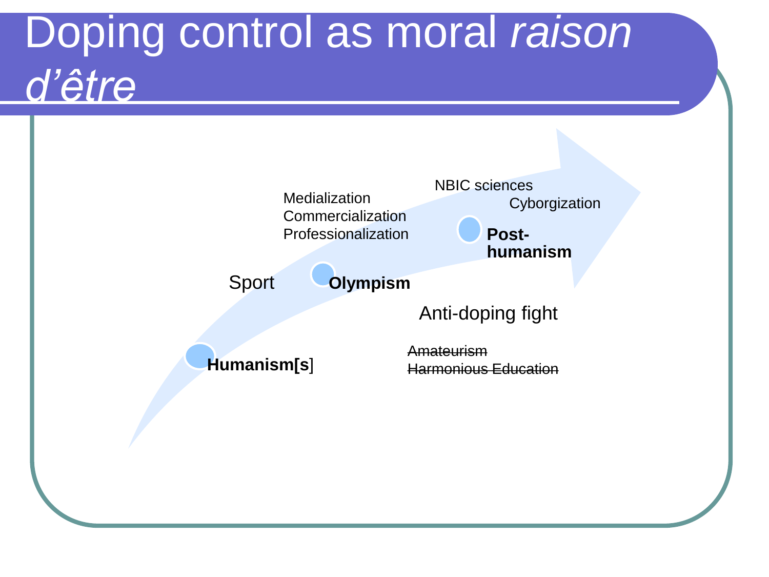# Doping control as moral *raison d'être*

- **Humanism[s]**
- Sport
- **Olympism**
  - Medialization
  - Commercialization
  - Professionalization
- **Post-humanism**
  - NBIC sciences
  - Cyborgization

Anti-doping fight

~~Amateurism~~
~~Harmonious Education~~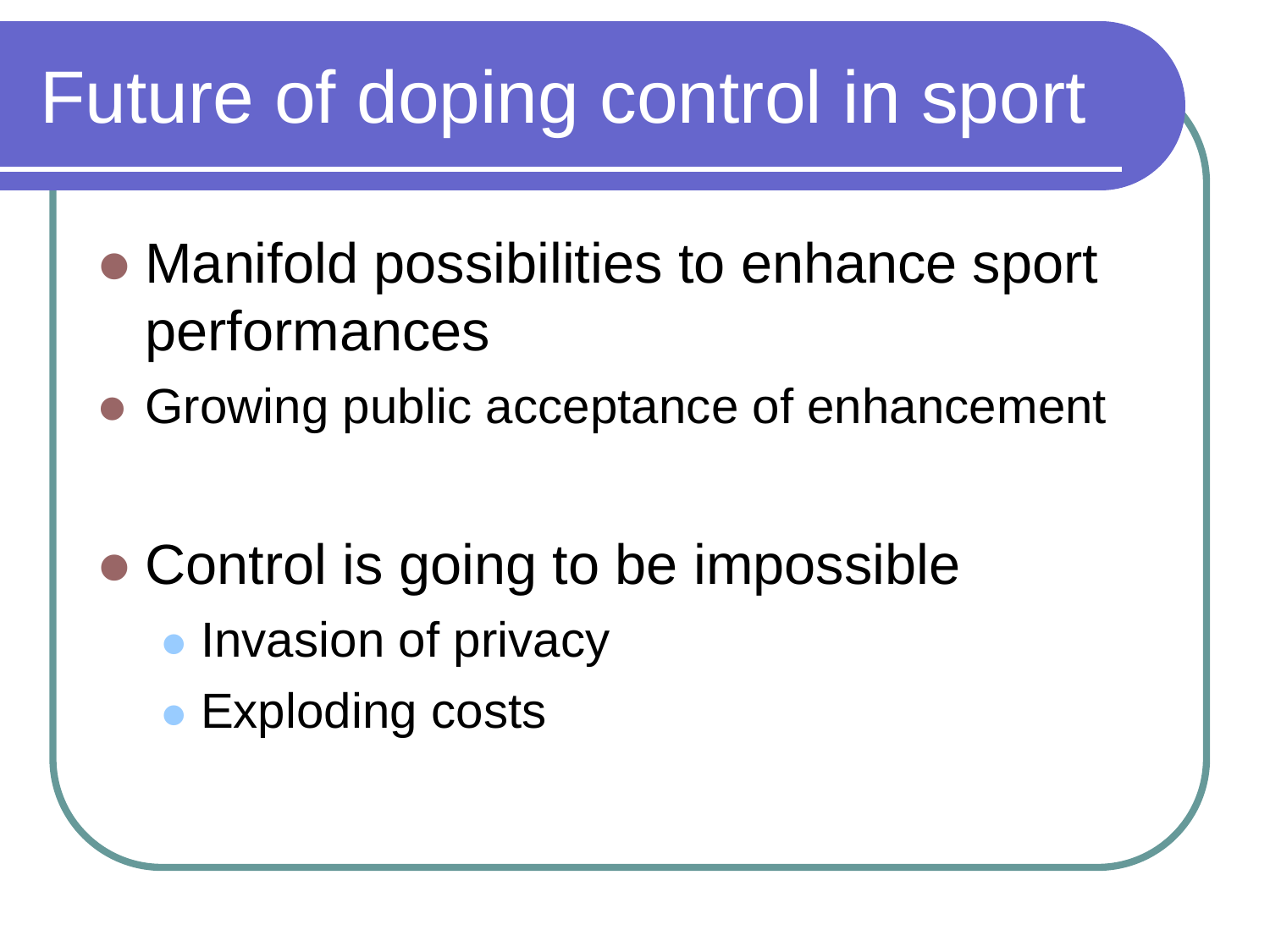# Future of doping control in sport

- Manifold possibilities to enhance sport performances
- Growing public acceptance of enhancement

- Control is going to be impossible
  - Invasion of privacy
  - Exploding costs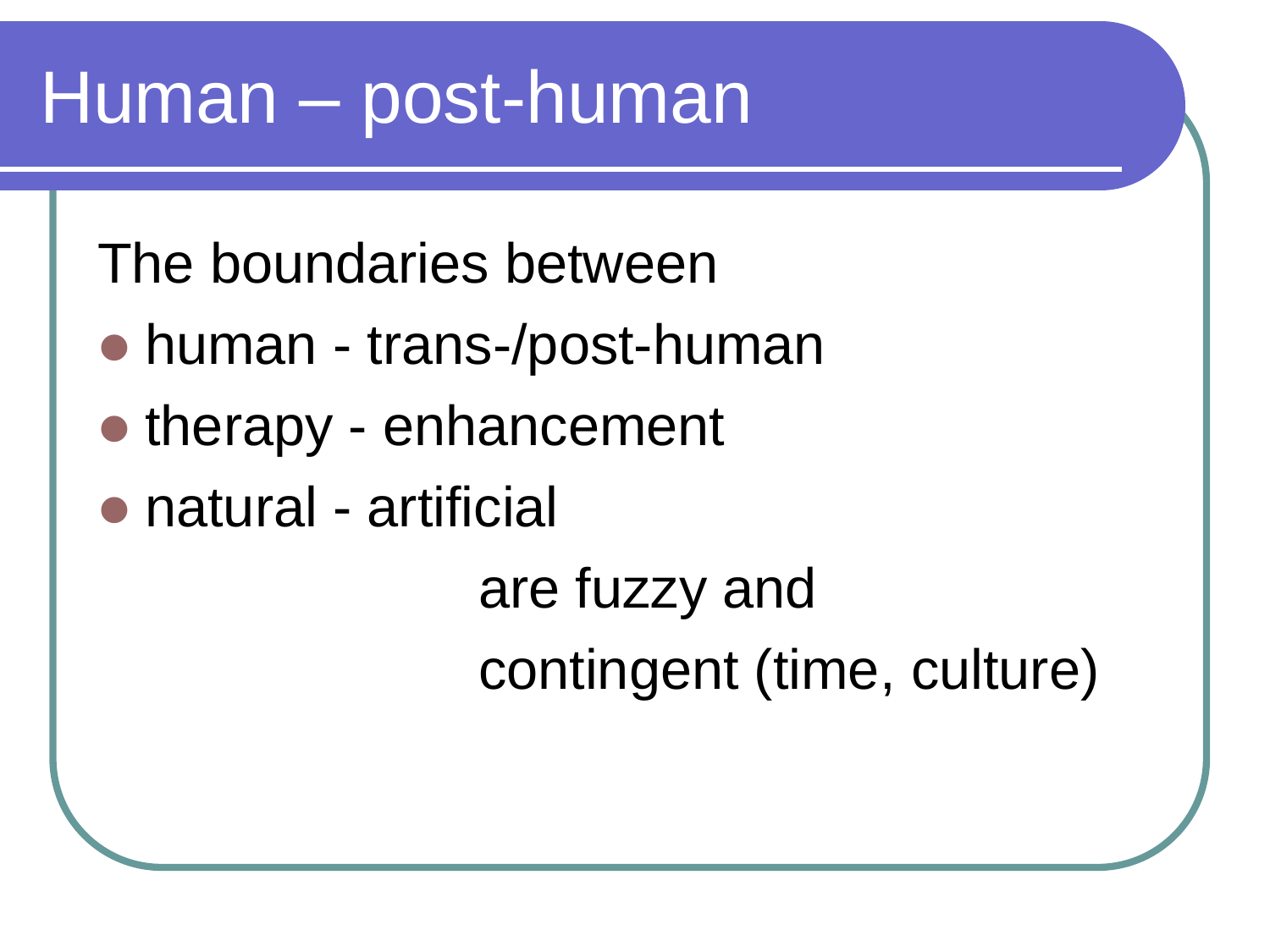# Human – post-human

The boundaries between

- human - trans-/post-human
- therapy - enhancement
- natural - artificial

are fuzzy and

contingent (time, culture)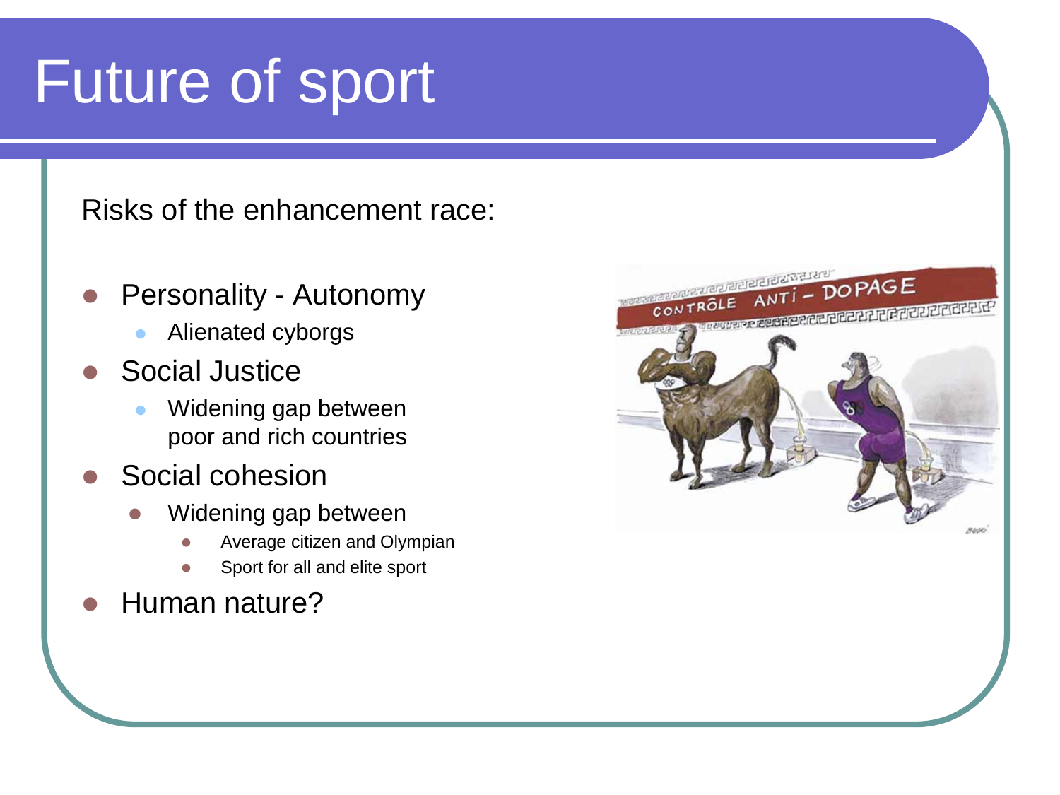# Future of sport

Risks of the enhancement race:

- Personality - Autonomy
  - Alienated cyborgs
- Social Justice
  - Widening gap between poor and rich countries
- Social cohesion
  - Widening gap between
    - Average citizen and Olympian
    - Sport for all and elite sport
- Human nature?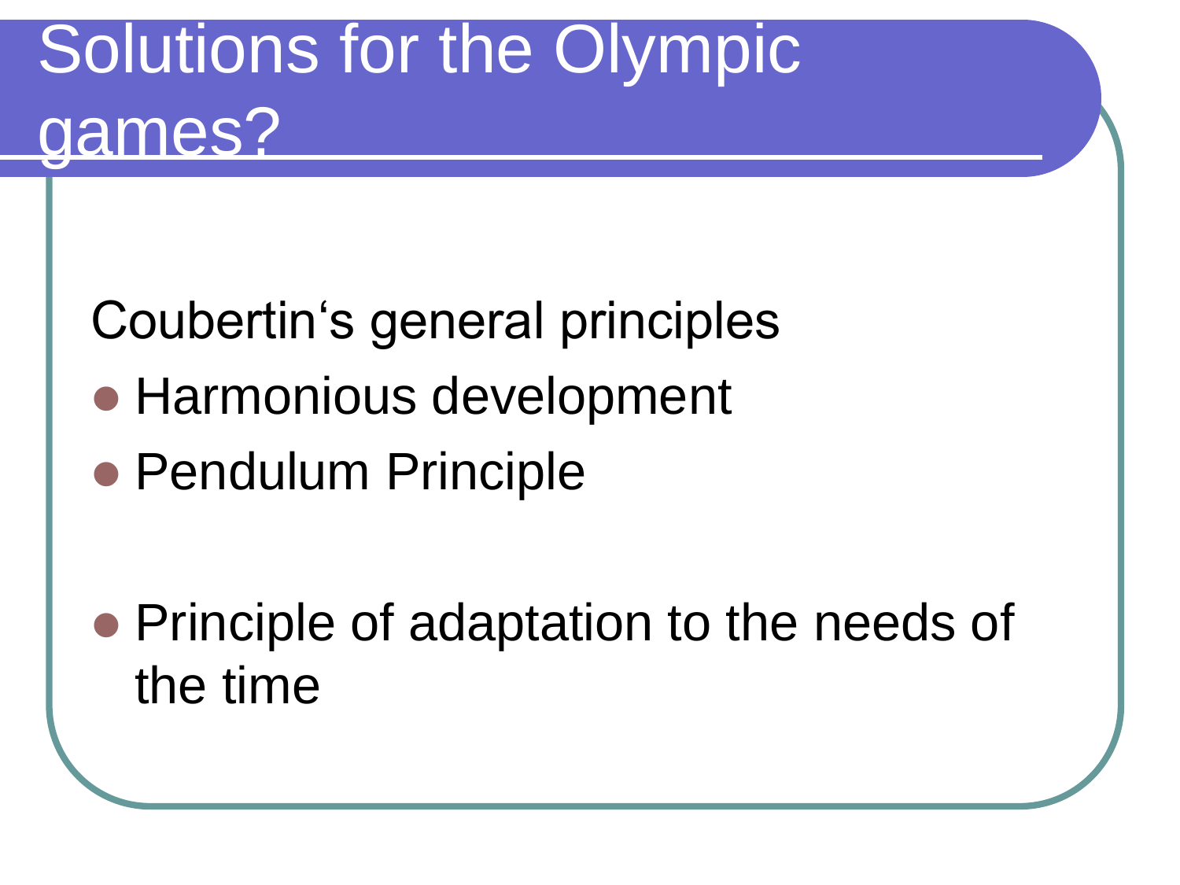# Solutions for the Olympic games?

Coubertin‘s general principles

- Harmonious development
- Pendulum Principle

- Principle of adaptation to the needs of the time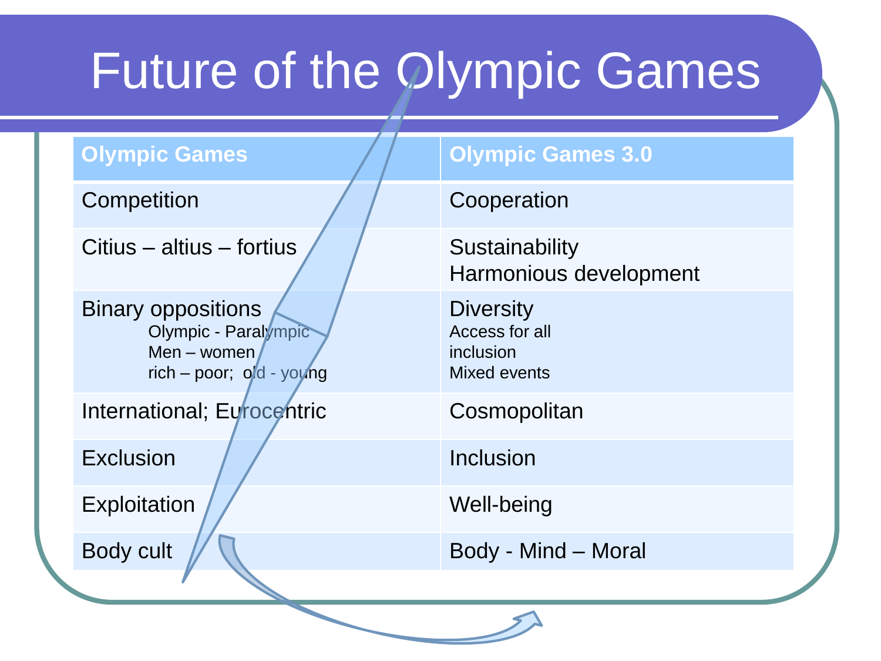# Future of the Olympic Games

| Olympic Games | Olympic Games 3.0 |
|---|---|
| Competition | Cooperation |
| Citius – altius – fortius | Sustainability<br>Harmonious development |
| Binary oppositions<br>Olympic - Paralympic<br>Men – women<br>rich – poor; old - young | Diversity<br>Access for all<br>inclusion<br>Mixed events |
| International; Eurocentric | Cosmopolitan |
| Exclusion | Inclusion |
| Exploitation | Well-being |
| Body cult | Body - Mind – Moral |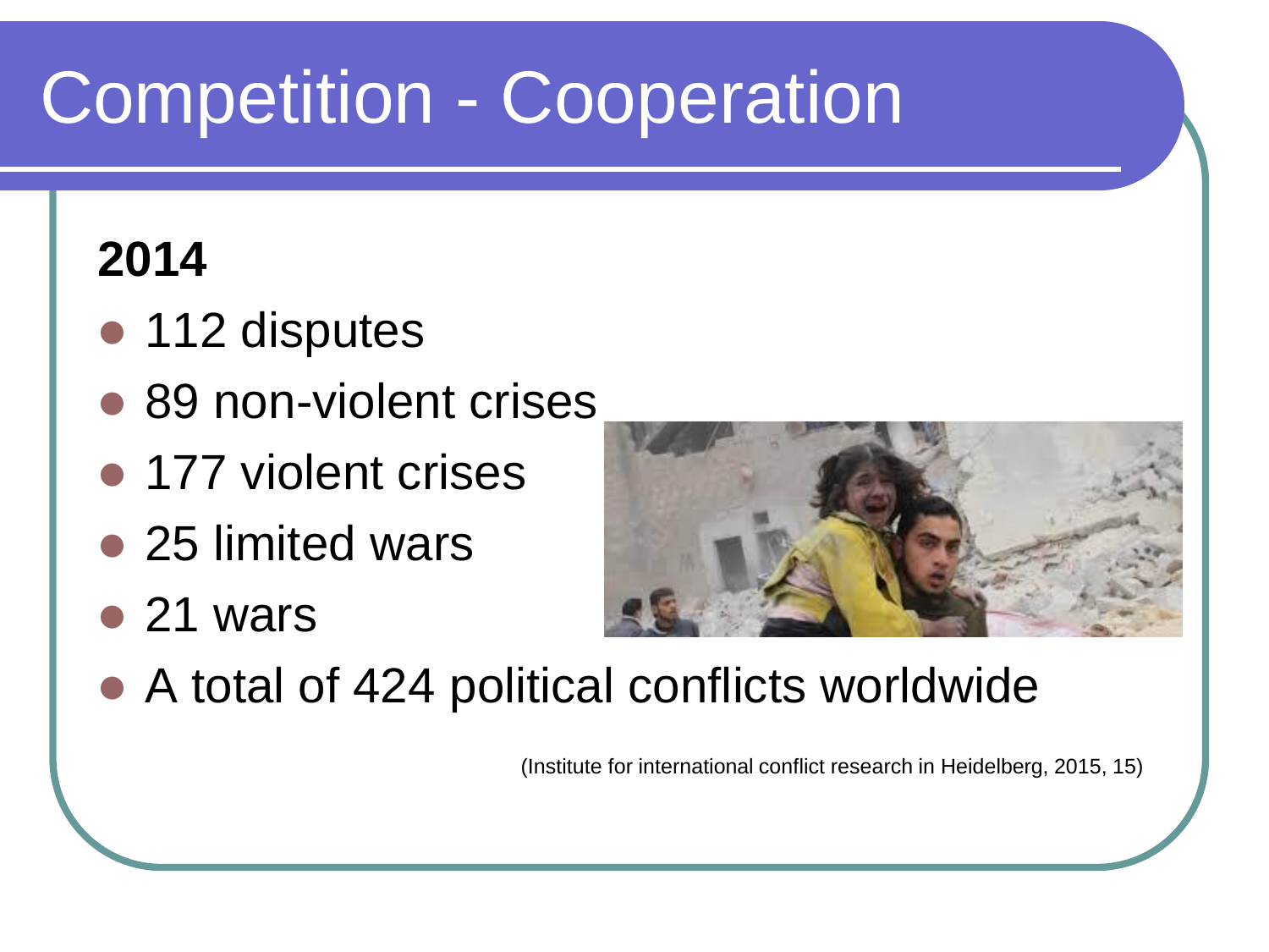# Competition - Cooperation

**2014**

- 112 disputes
- 89 non-violent crises
- 177 violent crises
- 25 limited wars
- 21 wars
- A total of 424 political conflicts worldwide

(Institute for international conflict research in Heidelberg, 2015, 15)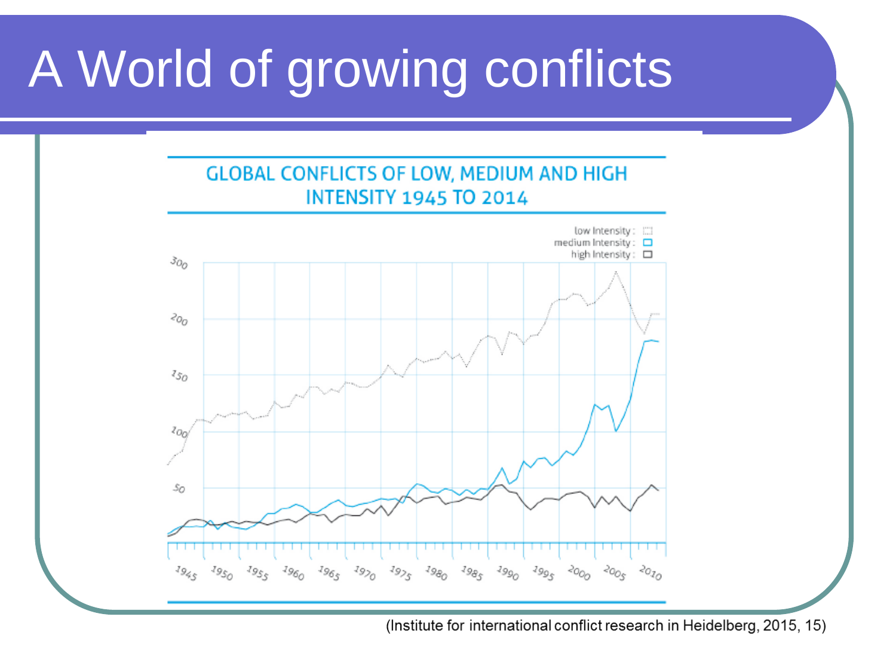# A World of growing conflicts

GLOBAL CONFLICTS OF LOW, MEDIUM AND HIGH INTENSITY 1945 TO 2014

low intensity
medium intensity
high intensity

300
200
150
100
50

1945 1950 1955 1960 1965 1970 1975 1980 1985 1990 1995 2000 2005 2010

(Institute for international conflict research in Heidelberg, 2015, 15)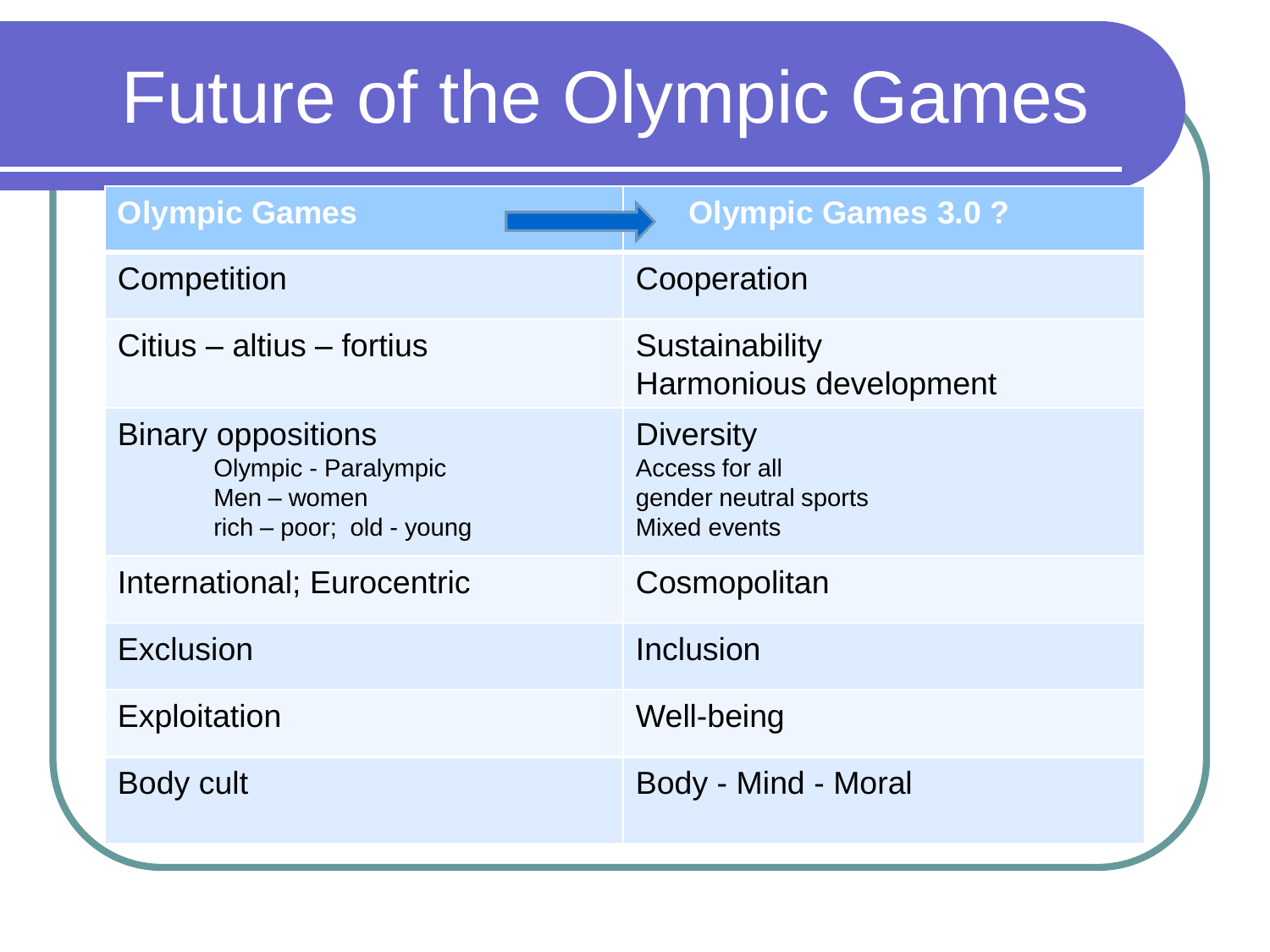# Future of the Olympic Games

| Olympic Games → | Olympic Games 3.0 ? |
|---|---|
| Competition | Cooperation |
| Citius – altius – fortius | Sustainability<br>Harmonious development |
| Binary oppositions<br>Olympic - Paralympic<br>Men – women<br>rich – poor; old - young | Diversity<br>Access for all<br>gender neutral sports<br>Mixed events |
| International; Eurocentric | Cosmopolitan |
| Exclusion | Inclusion |
| Exploitation | Well-being |
| Body cult | Body - Mind - Moral |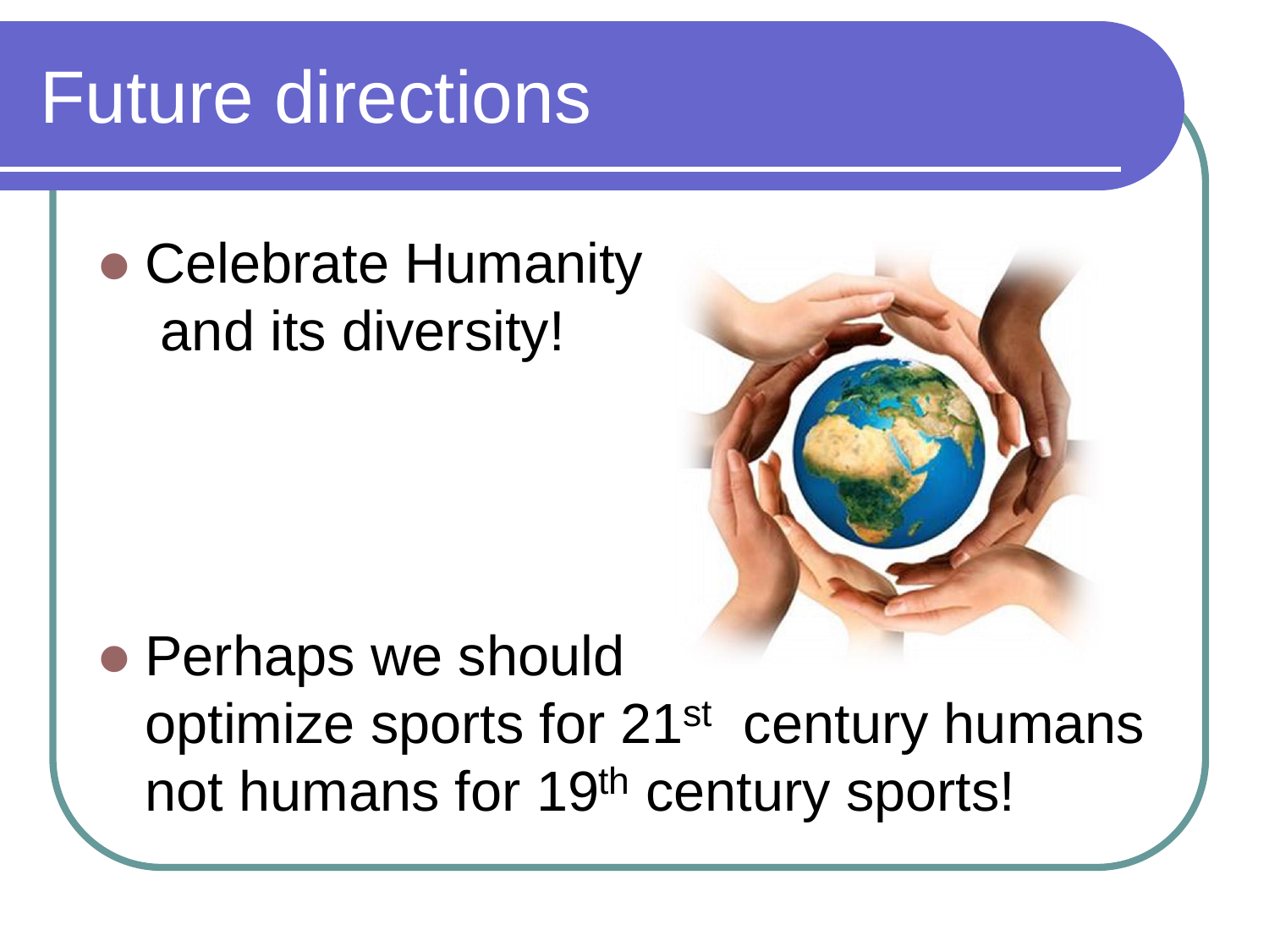# Future directions

- Celebrate Humanity and its diversity!
- Perhaps we should optimize sports for 21st century humans not humans for 19th century sports!